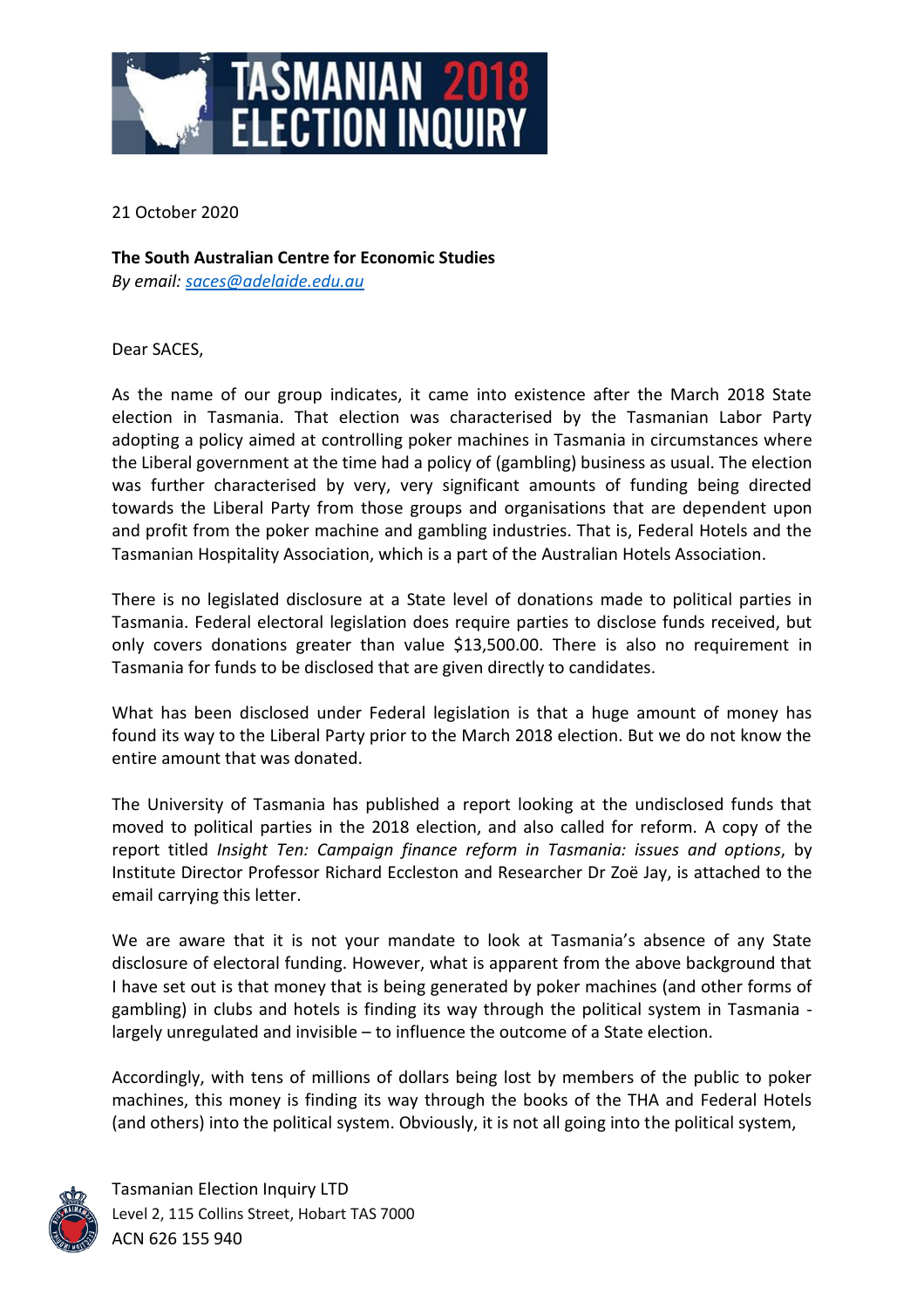21 October 2020

**The South Australian Centre for Economic Studies**
*By email: saces@adelaide.edu.au*

Dear SACES,

As the name of our group indicates, it came into existence after the March 2018 State election in Tasmania. That election was characterised by the Tasmanian Labor Party adopting a policy aimed at controlling poker machines in Tasmania in circumstances where the Liberal government at the time had a policy of (gambling) business as usual. The election was further characterised by very, very significant amounts of funding being directed towards the Liberal Party from those groups and organisations that are dependent upon and profit from the poker machine and gambling industries. That is, Federal Hotels and the Tasmanian Hospitality Association, which is a part of the Australian Hotels Association.

There is no legislated disclosure at a State level of donations made to political parties in Tasmania. Federal electoral legislation does require parties to disclose funds received, but only covers donations greater than value $13,500.00. There is also no requirement in Tasmania for funds to be disclosed that are given directly to candidates.

What has been disclosed under Federal legislation is that a huge amount of money has found its way to the Liberal Party prior to the March 2018 election. But we do not know the entire amount that was donated.

The University of Tasmania has published a report looking at the undisclosed funds that moved to political parties in the 2018 election, and also called for reform. A copy of the report titled *Insight Ten: Campaign finance reform in Tasmania: issues and options*, by Institute Director Professor Richard Eccleston and Researcher Dr Zoë Jay, is attached to the email carrying this letter.

We are aware that it is not your mandate to look at Tasmania's absence of any State disclosure of electoral funding. However, what is apparent from the above background that I have set out is that money that is being generated by poker machines (and other forms of gambling) in clubs and hotels is finding its way through the political system in Tasmania - largely unregulated and invisible – to influence the outcome of a State election.

Accordingly, with tens of millions of dollars being lost by members of the public to poker machines, this money is finding its way through the books of the THA and Federal Hotels (and others) into the political system. Obviously, it is not all going into the political system,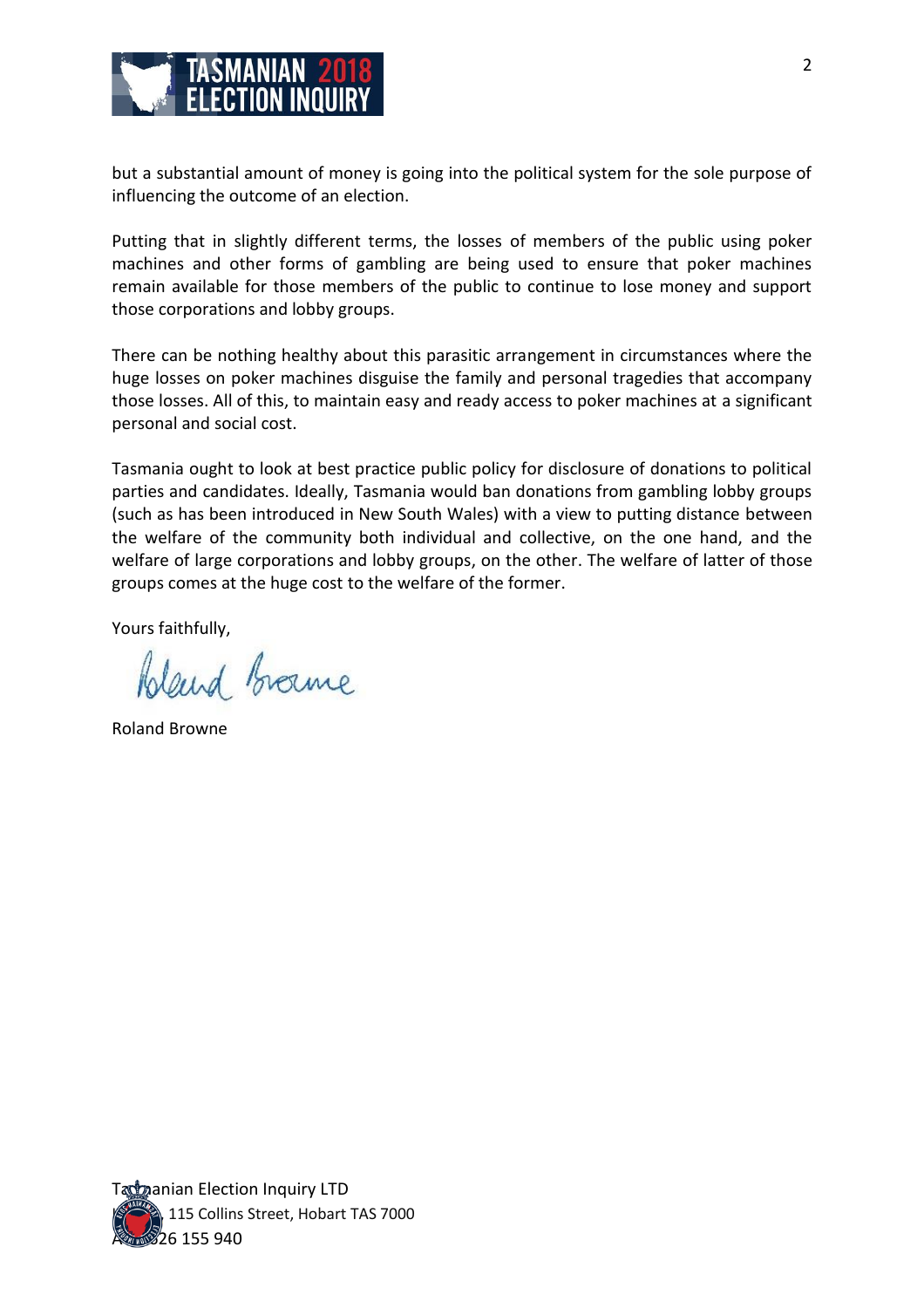but a substantial amount of money is going into the political system for the sole purpose of influencing the outcome of an election.

Putting that in slightly different terms, the losses of members of the public using poker machines and other forms of gambling are being used to ensure that poker machines remain available for those members of the public to continue to lose money and support those corporations and lobby groups.

There can be nothing healthy about this parasitic arrangement in circumstances where the huge losses on poker machines disguise the family and personal tragedies that accompany those losses. All of this, to maintain easy and ready access to poker machines at a significant personal and social cost.

Tasmania ought to look at best practice public policy for disclosure of donations to political parties and candidates. Ideally, Tasmania would ban donations from gambling lobby groups (such as has been introduced in New South Wales) with a view to putting distance between the welfare of the community both individual and collective, on the one hand, and the welfare of large corporations and lobby groups, on the other. The welfare of latter of those groups comes at the huge cost to the welfare of the former.

Yours faithfully,

Roland Browne

Roland Browne